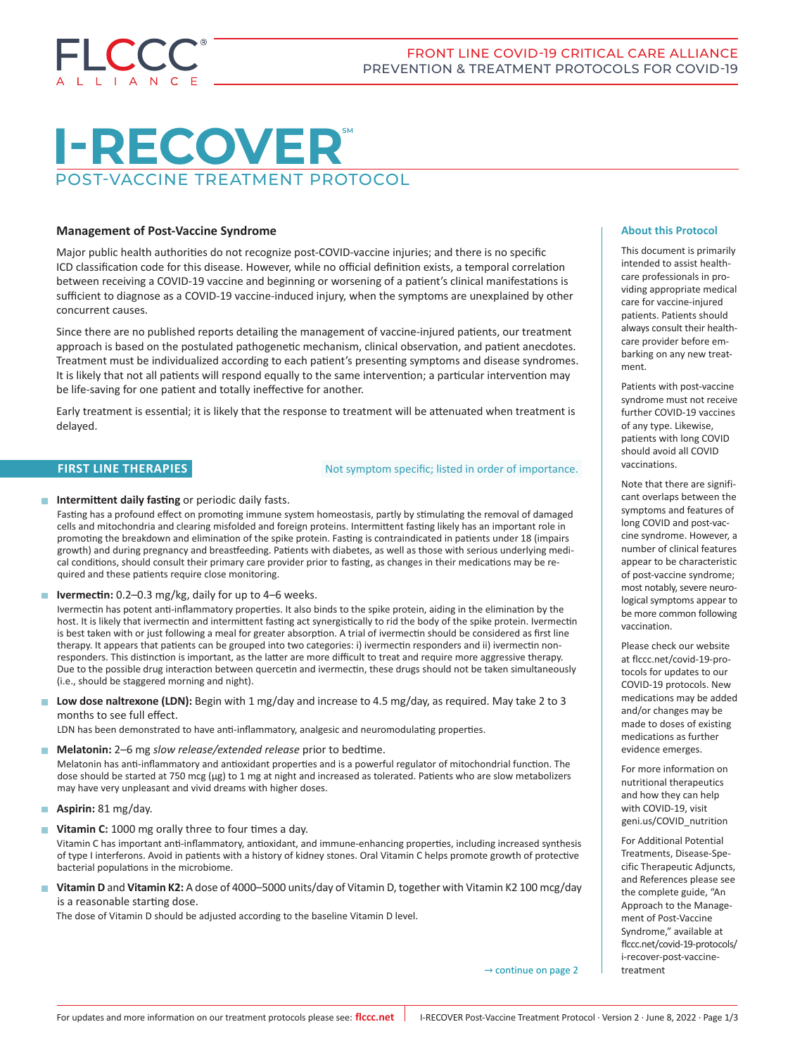# I-RECOVER℠

## POST-VACCINE TREATMENT PROTOCOL

FRONT LINE COVID-19 CRITICAL CARE ALLIANCE
PREVENTION & TREATMENT PROTOCOLS FOR COVID-19

### Management of Post-Vaccine Syndrome

Major public health authorities do not recognize post-COVID-vaccine injuries; and there is no specific ICD classification code for this disease. However, while no official definition exists, a temporal correlation between receiving a COVID-19 vaccine and beginning or worsening of a patient's clinical manifestations is sufficient to diagnose as a COVID-19 vaccine-induced injury, when the symptoms are unexplained by other concurrent causes.

Since there are no published reports detailing the management of vaccine-injured patients, our treatment approach is based on the postulated pathogenetic mechanism, clinical observation, and patient anecdotes. Treatment must be individualized according to each patient's presenting symptoms and disease syndromes. It is likely that not all patients will respond equally to the same intervention; a particular intervention may be life-saving for one patient and totally ineffective for another.

Early treatment is essential; it is likely that the response to treatment will be attenuated when treatment is delayed.

### FIRST LINE THERAPIES

Not symptom specific; listed in order of importance.

- **Intermittent daily fasting** or periodic daily fasts.
  Fasting has a profound effect on promoting immune system homeostasis, partly by stimulating the removal of damaged cells and mitochondria and clearing misfolded and foreign proteins. Intermittent fasting likely has an important role in promoting the breakdown and elimination of the spike protein. Fasting is contraindicated in patients under 18 (impairs growth) and during pregnancy and breastfeeding. Patients with diabetes, as well as those with serious underlying medical conditions, should consult their primary care provider prior to fasting, as changes in their medications may be required and these patients require close monitoring.
- **Ivermectin:** 0.2–0.3 mg/kg, daily for up to 4–6 weeks.
  Ivermectin has potent anti-inflammatory properties. It also binds to the spike protein, aiding in the elimination by the host. It is likely that ivermectin and intermittent fasting act synergistically to rid the body of the spike protein. Ivermectin is best taken with or just following a meal for greater absorption. A trial of ivermectin should be considered as first line therapy. It appears that patients can be grouped into two categories: i) ivermectin responders and ii) ivermectin non-responders. This distinction is important, as the latter are more difficult to treat and require more aggressive therapy. Due to the possible drug interaction between quercetin and ivermectin, these drugs should not be taken simultaneously (i.e., should be staggered morning and night).
- **Low dose naltrexone (LDN):** Begin with 1 mg/day and increase to 4.5 mg/day, as required. May take 2 to 3 months to see full effect.
  LDN has been demonstrated to have anti-inflammatory, analgesic and neuromodulating properties.
- **Melatonin:** 2–6 mg *slow release/extended release* prior to bedtime.
  Melatonin has anti-inflammatory and antioxidant properties and is a powerful regulator of mitochondrial function. The dose should be started at 750 mcg (µg) to 1 mg at night and increased as tolerated. Patients who are slow metabolizers may have very unpleasant and vivid dreams with higher doses.
- **Aspirin:** 81 mg/day.
- **Vitamin C:** 1000 mg orally three to four times a day.
  Vitamin C has important anti-inflammatory, antioxidant, and immune-enhancing properties, including increased synthesis of type I interferons. Avoid in patients with a history of kidney stones. Oral Vitamin C helps promote growth of protective bacterial populations in the microbiome.
- **Vitamin D** and **Vitamin K2:** A dose of 4000–5000 units/day of Vitamin D, together with Vitamin K2 100 mcg/day is a reasonable starting dose.
  The dose of Vitamin D should be adjusted according to the baseline Vitamin D level.

→ continue on page 2

### About this Protocol

This document is primarily intended to assist health-care professionals in providing appropriate medical care for vaccine-injured patients. Patients should always consult their health-care provider before embarking on any new treatment.

Patients with post-vaccine syndrome must not receive further COVID-19 vaccines of any type. Likewise, patients with long COVID should avoid all COVID vaccinations.

Note that there are significant overlaps between the symptoms and features of long COVID and post-vaccine syndrome. However, a number of clinical features appear to be characteristic of post-vaccine syndrome; most notably, severe neurological symptoms appear to be more common following vaccination.

Please check our website at flccc.net/covid-19-protocols for updates to our COVID-19 protocols. New medications may be added and/or changes may be made to doses of existing medications as further evidence emerges.

For more information on nutritional therapeutics and how they can help with COVID-19, visit geni.us/COVID_nutrition

For Additional Potential Treatments, Disease-Specific Therapeutic Adjuncts, and References please see the complete guide, "An Approach to the Management of Post-Vaccine Syndrome," available at flccc.net/covid-19-protocols/i-recover-post-vaccine-treatment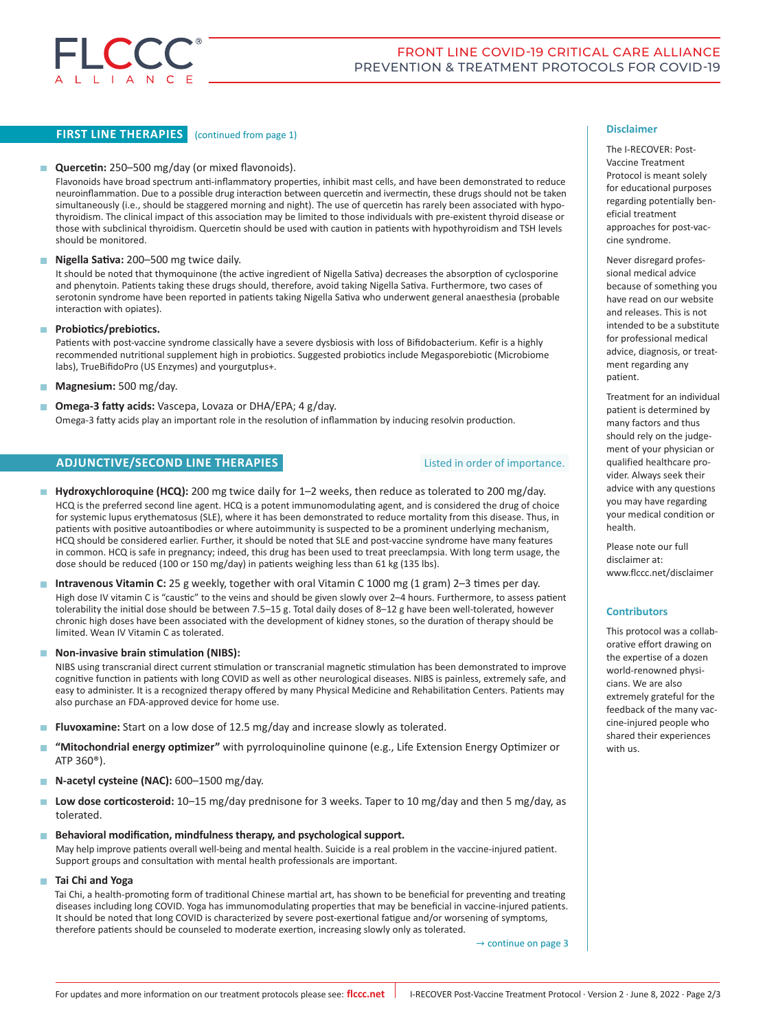## FIRST LINE THERAPIES (continued from page 1)

- **Quercetin:** 250–500 mg/day (or mixed flavonoids).
  Flavonoids have broad spectrum anti-inflammatory properties, inhibit mast cells, and have been demonstrated to reduce neuroinflammation. Due to a possible drug interaction between quercetin and ivermectin, these drugs should not be taken simultaneously (i.e., should be staggered morning and night). The use of quercetin has rarely been associated with hypothyroidism. The clinical impact of this association may be limited to those individuals with pre-existent thyroid disease or those with subclinical thyroidism. Quercetin should be used with caution in patients with hypothyroidism and TSH levels should be monitored.

- **Nigella Sativa:** 200–500 mg twice daily.
  It should be noted that thymoquinone (the active ingredient of Nigella Sativa) decreases the absorption of cyclosporine and phenytoin. Patients taking these drugs should, therefore, avoid taking Nigella Sativa. Furthermore, two cases of serotonin syndrome have been reported in patients taking Nigella Sativa who underwent general anaesthesia (probable interaction with opiates).

- **Probiotics/prebiotics.**
  Patients with post-vaccine syndrome classically have a severe dysbiosis with loss of Bifidobacterium. Kefir is a highly recommended nutritional supplement high in probiotics. Suggested probiotics include Megasporebiotic (Microbiome labs), TrueBifidoPro (US Enzymes) and yourgutplus+.

- **Magnesium:** 500 mg/day.

- **Omega-3 fatty acids:** Vascepa, Lovaza or DHA/EPA; 4 g/day.
  Omega-3 fatty acids play an important role in the resolution of inflammation by inducing resolvin production.

## ADJUNCTIVE/SECOND LINE THERAPIES

Listed in order of importance.

- **Hydroxychloroquine (HCQ):** 200 mg twice daily for 1–2 weeks, then reduce as tolerated to 200 mg/day.
  HCQ is the preferred second line agent. HCQ is a potent immunomodulating agent, and is considered the drug of choice for systemic lupus erythematosus (SLE), where it has been demonstrated to reduce mortality from this disease. Thus, in patients with positive autoantibodies or where autoimmunity is suspected to be a prominent underlying mechanism, HCQ should be considered earlier. Further, it should be noted that SLE and post-vaccine syndrome have many features in common. HCQ is safe in pregnancy; indeed, this drug has been used to treat preeclampsia. With long term usage, the dose should be reduced (100 or 150 mg/day) in patients weighing less than 61 kg (135 lbs).

- **Intravenous Vitamin C:** 25 g weekly, together with oral Vitamin C 1000 mg (1 gram) 2–3 times per day.
  High dose IV vitamin C is "caustic" to the veins and should be given slowly over 2–4 hours. Furthermore, to assess patient tolerability the initial dose should be between 7.5–15 g. Total daily doses of 8–12 g have been well-tolerated, however chronic high doses have been associated with the development of kidney stones, so the duration of therapy should be limited. Wean IV Vitamin C as tolerated.

- **Non-invasive brain stimulation (NIBS):**
  NIBS using transcranial direct current stimulation or transcranial magnetic stimulation has been demonstrated to improve cognitive function in patients with long COVID as well as other neurological diseases. NIBS is painless, extremely safe, and easy to administer. It is a recognized therapy offered by many Physical Medicine and Rehabilitation Centers. Patients may also purchase an FDA-approved device for home use.

- **Fluvoxamine:** Start on a low dose of 12.5 mg/day and increase slowly as tolerated.

- **"Mitochondrial energy optimizer"** with pyrroloquinoline quinone (e.g., Life Extension Energy Optimizer or ATP 360®).

- **N-acetyl cysteine (NAC):** 600–1500 mg/day.

- **Low dose corticosteroid:** 10–15 mg/day prednisone for 3 weeks. Taper to 10 mg/day and then 5 mg/day, as tolerated.

- **Behavioral modification, mindfulness therapy, and psychological support.**
  May help improve patients overall well-being and mental health. Suicide is a real problem in the vaccine-injured patient. Support groups and consultation with mental health professionals are important.

- **Tai Chi and Yoga**
  Tai Chi, a health-promoting form of traditional Chinese martial art, has shown to be beneficial for preventing and treating diseases including long COVID. Yoga has immunomodulating properties that may be beneficial in vaccine-injured patients. It should be noted that long COVID is characterized by severe post-exertional fatigue and/or worsening of symptoms, therefore patients should be counseled to moderate exertion, increasing slowly only as tolerated.

→ continue on page 3

### Disclaimer

The I-RECOVER: Post-Vaccine Treatment Protocol is meant solely for educational purposes regarding potentially beneficial treatment approaches for post-vaccine syndrome.

Never disregard professional medical advice because of something you have read on our website and releases. This is not intended to be a substitute for professional medical advice, diagnosis, or treatment regarding any patient.

Treatment for an individual patient is determined by many factors and thus should rely on the judgement of your physician or qualified healthcare provider. Always seek their advice with any questions you may have regarding your medical condition or health.

Please note our full disclaimer at: www.flccc.net/disclaimer

### Contributors

This protocol was a collaborative effort drawing on the expertise of a dozen world-renowned physicians. We are also extremely grateful for the feedback of the many vaccine-injured people who shared their experiences with us.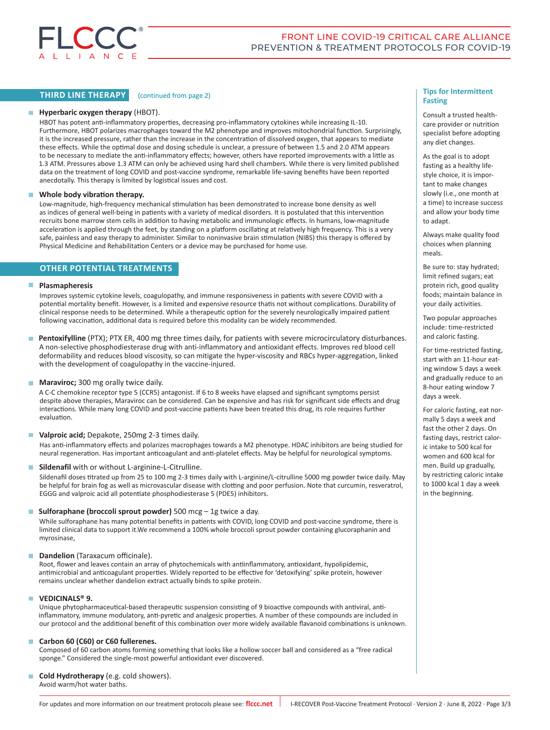## THIRD LINE THERAPY (continued from page 2)

- **Hyperbaric oxygen therapy** (HBOT).
  HBOT has potent anti-inflammatory properties, decreasing pro-inflammatory cytokines while increasing IL-10. Furthermore, HBOT polarizes macrophages toward the M2 phenotype and improves mitochondrial function. Surprisingly, it is the increased pressure, rather than the increase in the concentration of dissolved oxygen, that appears to mediate these effects. While the optimal dose and dosing schedule is unclear, a pressure of between 1.5 and 2.0 ATM appears to be necessary to mediate the anti-inflammatory effects; however, others have reported improvements with a little as 1.3 ATM. Pressures above 1.3 ATM can only be achieved using hard shell chambers. While there is very limited published data on the treatment of long COVID and post-vaccine syndrome, remarkable life-saving benefits have been reported anecdotally. This therapy is limited by logistical issues and cost.

- **Whole body vibration therapy.**
  Low-magnitude, high-frequency mechanical stimulation has been demonstrated to increase bone density as well as indices of general well-being in patients with a variety of medical disorders. It is postulated that this intervention recruits bone marrow stem cells in addition to having metabolic and immunologic effects. In humans, low-magnitude acceleration is applied through the feet, by standing on a platform oscillating at relatively high frequency. This is a very safe, painless and easy therapy to administer. Similar to noninvasive brain stimulation (NIBS) this therapy is offered by Physical Medicine and Rehabilitation Centers or a device may be purchased for home use.

## OTHER POTENTIAL TREATMENTS

- **Plasmapheresis**
  Improves systemic cytokine levels, coagulopathy, and immune responsiveness in patients with severe COVID with a potential mortality benefit. However, is a limited and expensive resource thatis not without complications. Durability of clinical response needs to be determined. While a therapeutic option for the severely neurologically impaired patient following vaccination, additional data is required before this modality can be widely recommended.

- **Pentoxifylline** (PTX); PTX ER, 400 mg three times daily, for patients with severe microcirculatory disturbances.
  A non-selective phosphodiesterase drug with anti-inflammatory and antioxidant effects. Improves red blood cell deformability and reduces blood viscosity, so can mitigate the hyper-viscosity and RBCs hyper-aggregation, linked with the development of coagulopathy in the vaccine-injured.

- **Maraviroc;** 300 mg orally twice daily.
  A C-C chemokine receptor type 5 (CCR5) antagonist. If 6 to 8 weeks have elapsed and significant symptoms persist despite above therapies, Maraviroc can be considered. Can be expensive and has risk for significant side effects and drug interactions. While many long COVID and post-vaccine patients have been treated this drug, its role requires further evaluation.

- **Valproic acid;** Depakote, 250mg 2-3 times daily.
  Has anti-inflammatory effects and polarizes macrophages towards a M2 phenotype. HDAC inhibitors are being studied for neural regeneration. Has important anticoagulant and anti-platelet effects. May be helpful for neurological symptoms.

- **Sildenafil** with or without L-arginine-L-Citrulline.
  Sildenafil doses titrated up from 25 to 100 mg 2-3 times daily with L-arginine/L-citrulline 5000 mg powder twice daily. May be helpful for brain fog as well as microvascular disease with clotting and poor perfusion. Note that curcumin, resveratrol, EGGG and valproic acid all potentiate phosphodiesterase 5 (PDE5) inhibitors.

- **Sulforaphane (broccoli sprout powder)** 500 mcg – 1g twice a day.
  While sulforaphane has many potential benefits in patients with COVID, long COVID and post-vaccine syndrome, there is limited clinical data to support it.We recommend a 100% whole broccoli sprout powder containing glucoraphanin and myrosinase,

- **Dandelion** (Taraxacum officinale).
  Root, flower and leaves contain an array of phytochemicals with antiinflammatory, antioxidant, hypolipidemic, antimicrobial and anticoagulant properties. Widely reported to be effective for 'detoxifying' spike protein, however remains unclear whether dandelion extract actually binds to spike protein.

- **VEDICINALS® 9.**
  Unique phytopharmaceutical-based therapeutic suspension consisting of 9 bioactive compounds with antiviral, anti-inflammatory, immune modulatory, anti-pyretic and analgesic properties. A number of these compounds are included in our protocol and the additional benefit of this combination over more widely available flavanoid combinations is unknown.

- **Carbon 60 (C60) or C60 fullerenes.**
  Composed of 60 carbon atoms forming something that looks like a hollow soccer ball and considered as a "free radical sponge." Considered the single-most powerful antioxidant ever discovered.

- **Cold Hydrotherapy** (e.g. cold showers).
  Avoid warm/hot water baths.

### Tips for Intermittent Fasting

Consult a trusted health-care provider or nutrition specialist before adopting any diet changes.

As the goal is to adopt fasting as a healthy life-style choice, it is important to make changes slowly (i.e., one month at a time) to increase success and allow your body time to adapt.

Always make quality food choices when planning meals.

Be sure to: stay hydrated; limit refined sugars; eat protein rich, good quality foods; maintain balance in your daily activities.

Two popular approaches include: time-restricted and caloric fasting.

For time-restricted fasting, start with an 11-hour eating window 5 days a week and gradually reduce to an 8-hour eating window 7 days a week.

For caloric fasting, eat normally 5 days a week and fast the other 2 days. On fasting days, restrict caloric intake to 500 kcal for women and 600 kcal for men. Build up gradually, by restricting caloric intake to 1000 kcal 1 day a week in the beginning.